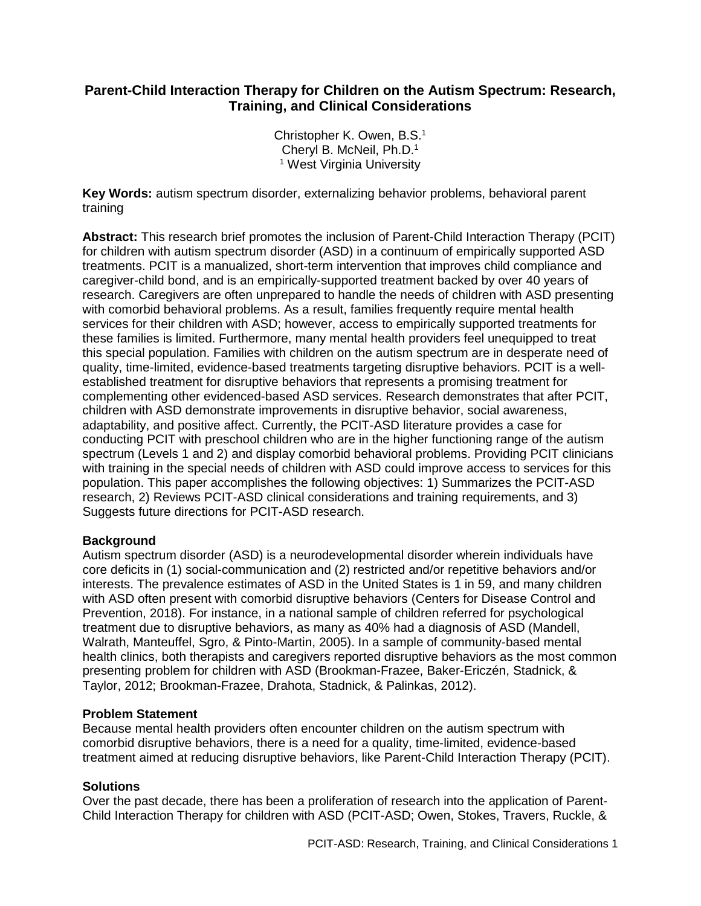# Parent-Child Interaction Therapy for Children on the Autism Spectrum: Research, Training, and Clinical Considerations

Christopher K. Owen, B.S.[1]
Cheryl B. McNeil, Ph.D.[1]
[1] West Virginia University

**Key Words:** autism spectrum disorder, externalizing behavior problems, behavioral parent training

**Abstract:** This research brief promotes the inclusion of Parent-Child Interaction Therapy (PCIT) for children with autism spectrum disorder (ASD) in a continuum of empirically supported ASD treatments. PCIT is a manualized, short-term intervention that improves child compliance and caregiver-child bond, and is an empirically-supported treatment backed by over 40 years of research. Caregivers are often unprepared to handle the needs of children with ASD presenting with comorbid behavioral problems. As a result, families frequently require mental health services for their children with ASD; however, access to empirically supported treatments for these families is limited. Furthermore, many mental health providers feel unequipped to treat this special population. Families with children on the autism spectrum are in desperate need of quality, time-limited, evidence-based treatments targeting disruptive behaviors. PCIT is a well-established treatment for disruptive behaviors that represents a promising treatment for complementing other evidenced-based ASD services. Research demonstrates that after PCIT, children with ASD demonstrate improvements in disruptive behavior, social awareness, adaptability, and positive affect. Currently, the PCIT-ASD literature provides a case for conducting PCIT with preschool children who are in the higher functioning range of the autism spectrum (Levels 1 and 2) and display comorbid behavioral problems. Providing PCIT clinicians with training in the special needs of children with ASD could improve access to services for this population. This paper accomplishes the following objectives: 1) Summarizes the PCIT-ASD research, 2) Reviews PCIT-ASD clinical considerations and training requirements, and 3) Suggests future directions for PCIT-ASD research.

## Background

Autism spectrum disorder (ASD) is a neurodevelopmental disorder wherein individuals have core deficits in (1) social-communication and (2) restricted and/or repetitive behaviors and/or interests. The prevalence estimates of ASD in the United States is 1 in 59, and many children with ASD often present with comorbid disruptive behaviors (Centers for Disease Control and Prevention, 2018). For instance, in a national sample of children referred for psychological treatment due to disruptive behaviors, as many as 40% had a diagnosis of ASD (Mandell, Walrath, Manteuffel, Sgro, & Pinto-Martin, 2005). In a sample of community-based mental health clinics, both therapists and caregivers reported disruptive behaviors as the most common presenting problem for children with ASD (Brookman-Frazee, Baker-Ericzén, Stadnick, & Taylor, 2012; Brookman-Frazee, Drahota, Stadnick, & Palinkas, 2012).

## Problem Statement

Because mental health providers often encounter children on the autism spectrum with comorbid disruptive behaviors, there is a need for a quality, time-limited, evidence-based treatment aimed at reducing disruptive behaviors, like Parent-Child Interaction Therapy (PCIT).

## Solutions

Over the past decade, there has been a proliferation of research into the application of Parent-Child Interaction Therapy for children with ASD (PCIT-ASD; Owen, Stokes, Travers, Ruckle, &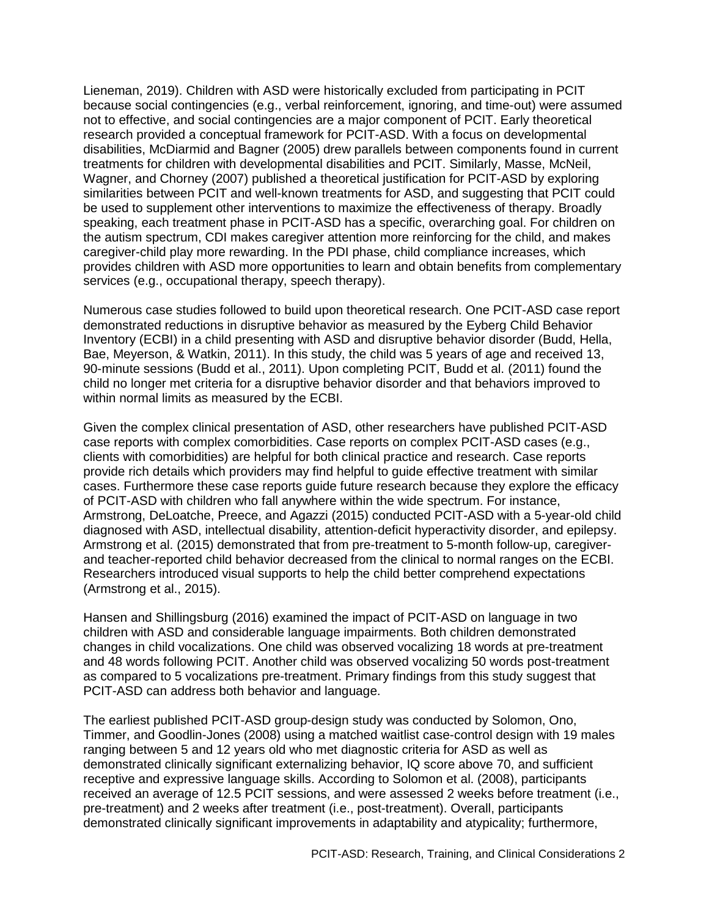Lieneman, 2019). Children with ASD were historically excluded from participating in PCIT because social contingencies (e.g., verbal reinforcement, ignoring, and time-out) were assumed not to effective, and social contingencies are a major component of PCIT. Early theoretical research provided a conceptual framework for PCIT-ASD. With a focus on developmental disabilities, McDiarmid and Bagner (2005) drew parallels between components found in current treatments for children with developmental disabilities and PCIT. Similarly, Masse, McNeil, Wagner, and Chorney (2007) published a theoretical justification for PCIT-ASD by exploring similarities between PCIT and well-known treatments for ASD, and suggesting that PCIT could be used to supplement other interventions to maximize the effectiveness of therapy. Broadly speaking, each treatment phase in PCIT-ASD has a specific, overarching goal. For children on the autism spectrum, CDI makes caregiver attention more reinforcing for the child, and makes caregiver-child play more rewarding. In the PDI phase, child compliance increases, which provides children with ASD more opportunities to learn and obtain benefits from complementary services (e.g., occupational therapy, speech therapy).

Numerous case studies followed to build upon theoretical research. One PCIT-ASD case report demonstrated reductions in disruptive behavior as measured by the Eyberg Child Behavior Inventory (ECBI) in a child presenting with ASD and disruptive behavior disorder (Budd, Hella, Bae, Meyerson, & Watkin, 2011). In this study, the child was 5 years of age and received 13, 90-minute sessions (Budd et al., 2011). Upon completing PCIT, Budd et al. (2011) found the child no longer met criteria for a disruptive behavior disorder and that behaviors improved to within normal limits as measured by the ECBI.

Given the complex clinical presentation of ASD, other researchers have published PCIT-ASD case reports with complex comorbidities. Case reports on complex PCIT-ASD cases (e.g., clients with comorbidities) are helpful for both clinical practice and research. Case reports provide rich details which providers may find helpful to guide effective treatment with similar cases. Furthermore these case reports guide future research because they explore the efficacy of PCIT-ASD with children who fall anywhere within the wide spectrum. For instance, Armstrong, DeLoatche, Preece, and Agazzi (2015) conducted PCIT-ASD with a 5-year-old child diagnosed with ASD, intellectual disability, attention-deficit hyperactivity disorder, and epilepsy. Armstrong et al. (2015) demonstrated that from pre-treatment to 5-month follow-up, caregiver- and teacher-reported child behavior decreased from the clinical to normal ranges on the ECBI. Researchers introduced visual supports to help the child better comprehend expectations (Armstrong et al., 2015).

Hansen and Shillingsburg (2016) examined the impact of PCIT-ASD on language in two children with ASD and considerable language impairments. Both children demonstrated changes in child vocalizations. One child was observed vocalizing 18 words at pre-treatment and 48 words following PCIT. Another child was observed vocalizing 50 words post-treatment as compared to 5 vocalizations pre-treatment. Primary findings from this study suggest that PCIT-ASD can address both behavior and language.

The earliest published PCIT-ASD group-design study was conducted by Solomon, Ono, Timmer, and Goodlin-Jones (2008) using a matched waitlist case-control design with 19 males ranging between 5 and 12 years old who met diagnostic criteria for ASD as well as demonstrated clinically significant externalizing behavior, IQ score above 70, and sufficient receptive and expressive language skills. According to Solomon et al. (2008), participants received an average of 12.5 PCIT sessions, and were assessed 2 weeks before treatment (i.e., pre-treatment) and 2 weeks after treatment (i.e., post-treatment). Overall, participants demonstrated clinically significant improvements in adaptability and atypicality; furthermore,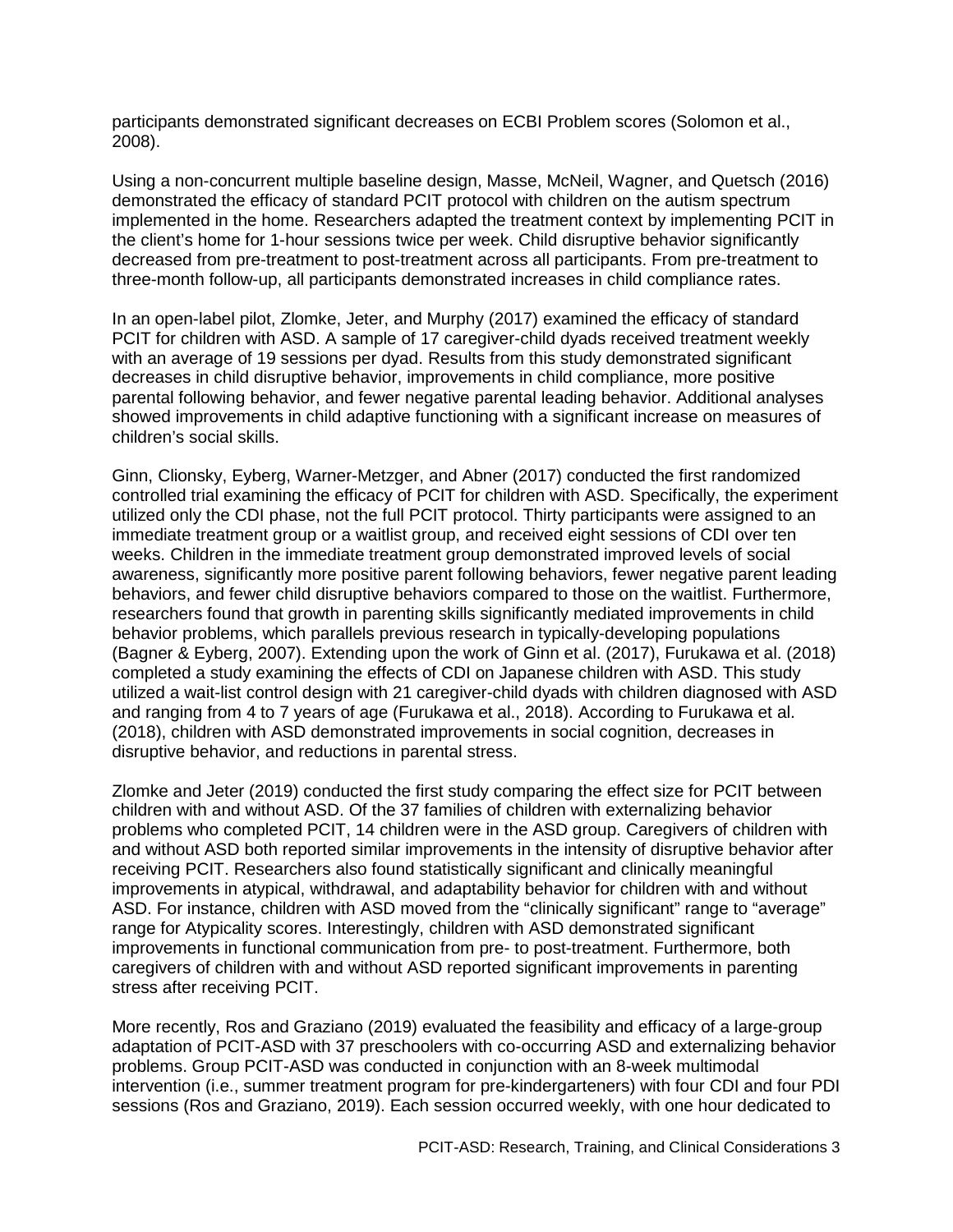participants demonstrated significant decreases on ECBI Problem scores (Solomon et al., 2008).

Using a non-concurrent multiple baseline design, Masse, McNeil, Wagner, and Quetsch (2016) demonstrated the efficacy of standard PCIT protocol with children on the autism spectrum implemented in the home. Researchers adapted the treatment context by implementing PCIT in the client's home for 1-hour sessions twice per week. Child disruptive behavior significantly decreased from pre-treatment to post-treatment across all participants. From pre-treatment to three-month follow-up, all participants demonstrated increases in child compliance rates.

In an open-label pilot, Zlomke, Jeter, and Murphy (2017) examined the efficacy of standard PCIT for children with ASD. A sample of 17 caregiver-child dyads received treatment weekly with an average of 19 sessions per dyad. Results from this study demonstrated significant decreases in child disruptive behavior, improvements in child compliance, more positive parental following behavior, and fewer negative parental leading behavior. Additional analyses showed improvements in child adaptive functioning with a significant increase on measures of children's social skills.

Ginn, Clionsky, Eyberg, Warner-Metzger, and Abner (2017) conducted the first randomized controlled trial examining the efficacy of PCIT for children with ASD. Specifically, the experiment utilized only the CDI phase, not the full PCIT protocol. Thirty participants were assigned to an immediate treatment group or a waitlist group, and received eight sessions of CDI over ten weeks. Children in the immediate treatment group demonstrated improved levels of social awareness, significantly more positive parent following behaviors, fewer negative parent leading behaviors, and fewer child disruptive behaviors compared to those on the waitlist. Furthermore, researchers found that growth in parenting skills significantly mediated improvements in child behavior problems, which parallels previous research in typically-developing populations (Bagner & Eyberg, 2007). Extending upon the work of Ginn et al. (2017), Furukawa et al. (2018) completed a study examining the effects of CDI on Japanese children with ASD. This study utilized a wait-list control design with 21 caregiver-child dyads with children diagnosed with ASD and ranging from 4 to 7 years of age (Furukawa et al., 2018). According to Furukawa et al. (2018), children with ASD demonstrated improvements in social cognition, decreases in disruptive behavior, and reductions in parental stress.

Zlomke and Jeter (2019) conducted the first study comparing the effect size for PCIT between children with and without ASD. Of the 37 families of children with externalizing behavior problems who completed PCIT, 14 children were in the ASD group. Caregivers of children with and without ASD both reported similar improvements in the intensity of disruptive behavior after receiving PCIT. Researchers also found statistically significant and clinically meaningful improvements in atypical, withdrawal, and adaptability behavior for children with and without ASD. For instance, children with ASD moved from the "clinically significant" range to "average" range for Atypicality scores. Interestingly, children with ASD demonstrated significant improvements in functional communication from pre- to post-treatment. Furthermore, both caregivers of children with and without ASD reported significant improvements in parenting stress after receiving PCIT.

More recently, Ros and Graziano (2019) evaluated the feasibility and efficacy of a large-group adaptation of PCIT-ASD with 37 preschoolers with co-occurring ASD and externalizing behavior problems. Group PCIT-ASD was conducted in conjunction with an 8-week multimodal intervention (i.e., summer treatment program for pre-kindergarteners) with four CDI and four PDI sessions (Ros and Graziano, 2019). Each session occurred weekly, with one hour dedicated to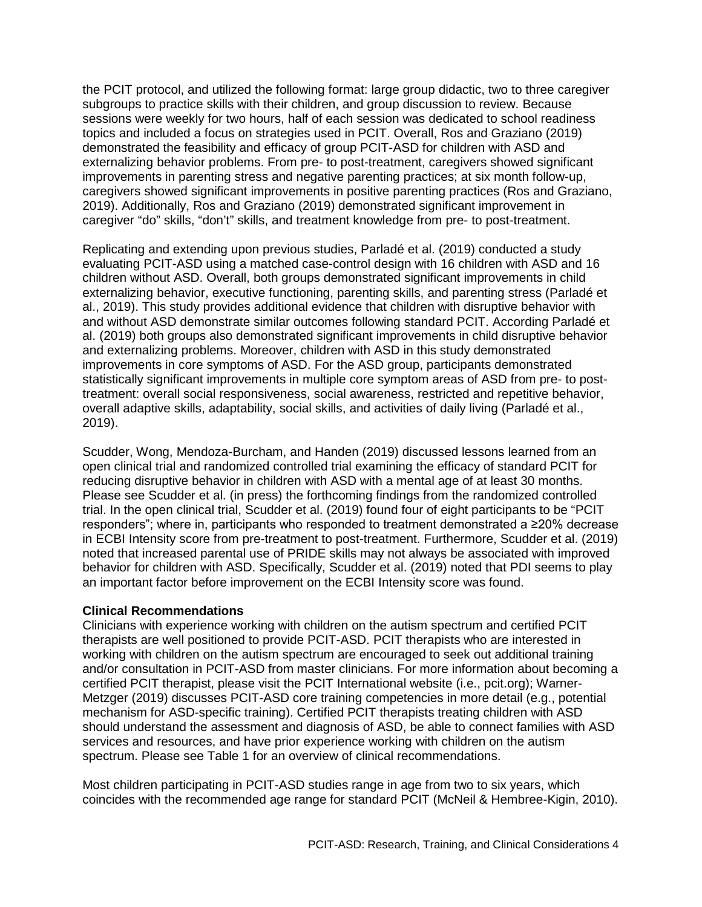the PCIT protocol, and utilized the following format: large group didactic, two to three caregiver subgroups to practice skills with their children, and group discussion to review. Because sessions were weekly for two hours, half of each session was dedicated to school readiness topics and included a focus on strategies used in PCIT. Overall, Ros and Graziano (2019) demonstrated the feasibility and efficacy of group PCIT-ASD for children with ASD and externalizing behavior problems. From pre- to post-treatment, caregivers showed significant improvements in parenting stress and negative parenting practices; at six month follow-up, caregivers showed significant improvements in positive parenting practices (Ros and Graziano, 2019). Additionally, Ros and Graziano (2019) demonstrated significant improvement in caregiver "do" skills, "don't" skills, and treatment knowledge from pre- to post-treatment.

Replicating and extending upon previous studies, Parladé et al. (2019) conducted a study evaluating PCIT-ASD using a matched case-control design with 16 children with ASD and 16 children without ASD. Overall, both groups demonstrated significant improvements in child externalizing behavior, executive functioning, parenting skills, and parenting stress (Parladé et al., 2019). This study provides additional evidence that children with disruptive behavior with and without ASD demonstrate similar outcomes following standard PCIT. According Parladé et al. (2019) both groups also demonstrated significant improvements in child disruptive behavior and externalizing problems. Moreover, children with ASD in this study demonstrated improvements in core symptoms of ASD. For the ASD group, participants demonstrated statistically significant improvements in multiple core symptom areas of ASD from pre- to post-treatment: overall social responsiveness, social awareness, restricted and repetitive behavior, overall adaptive skills, adaptability, social skills, and activities of daily living (Parladé et al., 2019).

Scudder, Wong, Mendoza-Burcham, and Handen (2019) discussed lessons learned from an open clinical trial and randomized controlled trial examining the efficacy of standard PCIT for reducing disruptive behavior in children with ASD with a mental age of at least 30 months. Please see Scudder et al. (in press) the forthcoming findings from the randomized controlled trial. In the open clinical trial, Scudder et al. (2019) found four of eight participants to be "PCIT responders"; where in, participants who responded to treatment demonstrated a ≥20% decrease in ECBI Intensity score from pre-treatment to post-treatment. Furthermore, Scudder et al. (2019) noted that increased parental use of PRIDE skills may not always be associated with improved behavior for children with ASD. Specifically, Scudder et al. (2019) noted that PDI seems to play an important factor before improvement on the ECBI Intensity score was found.

**Clinical Recommendations**

Clinicians with experience working with children on the autism spectrum and certified PCIT therapists are well positioned to provide PCIT-ASD. PCIT therapists who are interested in working with children on the autism spectrum are encouraged to seek out additional training and/or consultation in PCIT-ASD from master clinicians. For more information about becoming a certified PCIT therapist, please visit the PCIT International website (i.e., pcit.org); Warner-Metzger (2019) discusses PCIT-ASD core training competencies in more detail (e.g., potential mechanism for ASD-specific training). Certified PCIT therapists treating children with ASD should understand the assessment and diagnosis of ASD, be able to connect families with ASD services and resources, and have prior experience working with children on the autism spectrum. Please see Table 1 for an overview of clinical recommendations.

Most children participating in PCIT-ASD studies range in age from two to six years, which coincides with the recommended age range for standard PCIT (McNeil & Hembree-Kigin, 2010).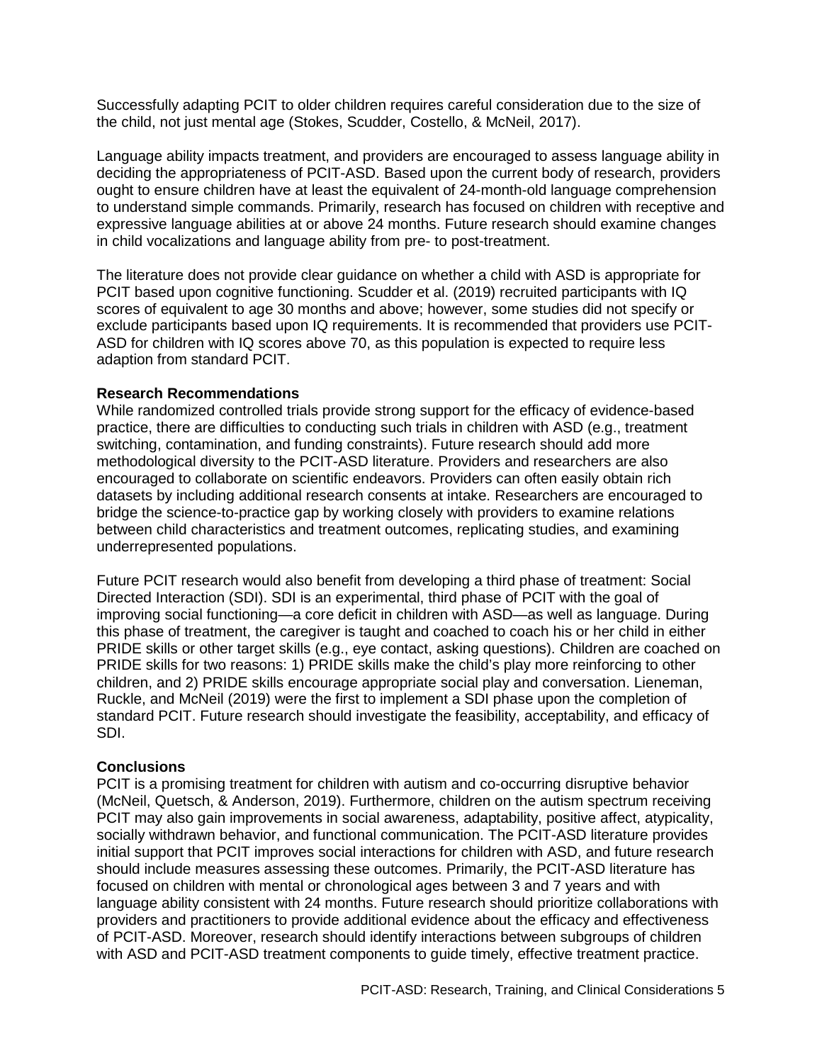Successfully adapting PCIT to older children requires careful consideration due to the size of the child, not just mental age (Stokes, Scudder, Costello, & McNeil, 2017).

Language ability impacts treatment, and providers are encouraged to assess language ability in deciding the appropriateness of PCIT-ASD. Based upon the current body of research, providers ought to ensure children have at least the equivalent of 24-month-old language comprehension to understand simple commands. Primarily, research has focused on children with receptive and expressive language abilities at or above 24 months. Future research should examine changes in child vocalizations and language ability from pre- to post-treatment.

The literature does not provide clear guidance on whether a child with ASD is appropriate for PCIT based upon cognitive functioning. Scudder et al. (2019) recruited participants with IQ scores of equivalent to age 30 months and above; however, some studies did not specify or exclude participants based upon IQ requirements. It is recommended that providers use PCIT-ASD for children with IQ scores above 70, as this population is expected to require less adaption from standard PCIT.

**Research Recommendations**

While randomized controlled trials provide strong support for the efficacy of evidence-based practice, there are difficulties to conducting such trials in children with ASD (e.g., treatment switching, contamination, and funding constraints). Future research should add more methodological diversity to the PCIT-ASD literature. Providers and researchers are also encouraged to collaborate on scientific endeavors. Providers can often easily obtain rich datasets by including additional research consents at intake. Researchers are encouraged to bridge the science-to-practice gap by working closely with providers to examine relations between child characteristics and treatment outcomes, replicating studies, and examining underrepresented populations.

Future PCIT research would also benefit from developing a third phase of treatment: Social Directed Interaction (SDI). SDI is an experimental, third phase of PCIT with the goal of improving social functioning—a core deficit in children with ASD—as well as language. During this phase of treatment, the caregiver is taught and coached to coach his or her child in either PRIDE skills or other target skills (e.g., eye contact, asking questions). Children are coached on PRIDE skills for two reasons: 1) PRIDE skills make the child's play more reinforcing to other children, and 2) PRIDE skills encourage appropriate social play and conversation. Lieneman, Ruckle, and McNeil (2019) were the first to implement a SDI phase upon the completion of standard PCIT. Future research should investigate the feasibility, acceptability, and efficacy of SDI.

**Conclusions**

PCIT is a promising treatment for children with autism and co-occurring disruptive behavior (McNeil, Quetsch, & Anderson, 2019). Furthermore, children on the autism spectrum receiving PCIT may also gain improvements in social awareness, adaptability, positive affect, atypicality, socially withdrawn behavior, and functional communication. The PCIT-ASD literature provides initial support that PCIT improves social interactions for children with ASD, and future research should include measures assessing these outcomes. Primarily, the PCIT-ASD literature has focused on children with mental or chronological ages between 3 and 7 years and with language ability consistent with 24 months. Future research should prioritize collaborations with providers and practitioners to provide additional evidence about the efficacy and effectiveness of PCIT-ASD. Moreover, research should identify interactions between subgroups of children with ASD and PCIT-ASD treatment components to guide timely, effective treatment practice.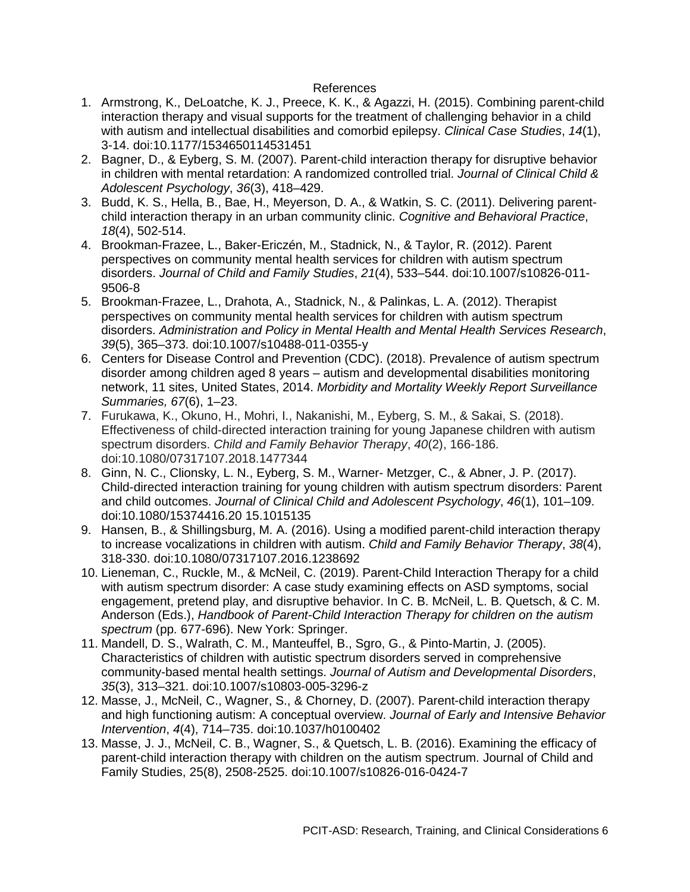## References

1. Armstrong, K., DeLoatche, K. J., Preece, K. K., & Agazzi, H. (2015). Combining parent-child interaction therapy and visual supports for the treatment of challenging behavior in a child with autism and intellectual disabilities and comorbid epilepsy. *Clinical Case Studies*, *14*(1), 3-14. doi:10.1177/1534650114531451
2. Bagner, D., & Eyberg, S. M. (2007). Parent-child interaction therapy for disruptive behavior in children with mental retardation: A randomized controlled trial. *Journal of Clinical Child & Adolescent Psychology*, *36*(3), 418–429.
3. Budd, K. S., Hella, B., Bae, H., Meyerson, D. A., & Watkin, S. C. (2011). Delivering parent-child interaction therapy in an urban community clinic. *Cognitive and Behavioral Practice*, *18*(4), 502-514.
4. Brookman-Frazee, L., Baker-Ericzén, M., Stadnick, N., & Taylor, R. (2012). Parent perspectives on community mental health services for children with autism spectrum disorders. *Journal of Child and Family Studies*, *21*(4), 533–544. doi:10.1007/s10826-011-9506-8
5. Brookman-Frazee, L., Drahota, A., Stadnick, N., & Palinkas, L. A. (2012). Therapist perspectives on community mental health services for children with autism spectrum disorders. *Administration and Policy in Mental Health and Mental Health Services Research*, *39*(5), 365–373. doi:10.1007/s10488-011-0355-y
6. Centers for Disease Control and Prevention (CDC). (2018). Prevalence of autism spectrum disorder among children aged 8 years – autism and developmental disabilities monitoring network, 11 sites, United States, 2014. *Morbidity and Mortality Weekly Report Surveillance Summaries, 67*(6), 1–23.
7. Furukawa, K., Okuno, H., Mohri, I., Nakanishi, M., Eyberg, S. M., & Sakai, S. (2018). Effectiveness of child-directed interaction training for young Japanese children with autism spectrum disorders. *Child and Family Behavior Therapy*, *40*(2), 166-186. doi:10.1080/07317107.2018.1477344
8. Ginn, N. C., Clionsky, L. N., Eyberg, S. M., Warner- Metzger, C., & Abner, J. P. (2017). Child-directed interaction training for young children with autism spectrum disorders: Parent and child outcomes. *Journal of Clinical Child and Adolescent Psychology*, *46*(1), 101–109. doi:10.1080/15374416.20 15.1015135
9. Hansen, B., & Shillingsburg, M. A. (2016). Using a modified parent-child interaction therapy to increase vocalizations in children with autism. *Child and Family Behavior Therapy*, *38*(4), 318-330. doi:10.1080/07317107.2016.1238692
10. Lieneman, C., Ruckle, M., & McNeil, C. (2019). Parent-Child Interaction Therapy for a child with autism spectrum disorder: A case study examining effects on ASD symptoms, social engagement, pretend play, and disruptive behavior. In C. B. McNeil, L. B. Quetsch, & C. M. Anderson (Eds.), *Handbook of Parent-Child Interaction Therapy for children on the autism spectrum* (pp. 677-696). New York: Springer.
11. Mandell, D. S., Walrath, C. M., Manteuffel, B., Sgro, G., & Pinto-Martin, J. (2005). Characteristics of children with autistic spectrum disorders served in comprehensive community-based mental health settings. *Journal of Autism and Developmental Disorders*, *35*(3), 313–321. doi:10.1007/s10803-005-3296-z
12. Masse, J., McNeil, C., Wagner, S., & Chorney, D. (2007). Parent-child interaction therapy and high functioning autism: A conceptual overview. *Journal of Early and Intensive Behavior Intervention*, *4*(4), 714–735. doi:10.1037/h0100402
13. Masse, J. J., McNeil, C. B., Wagner, S., & Quetsch, L. B. (2016). Examining the efficacy of parent-child interaction therapy with children on the autism spectrum. Journal of Child and Family Studies, 25(8), 2508-2525. doi:10.1007/s10826-016-0424-7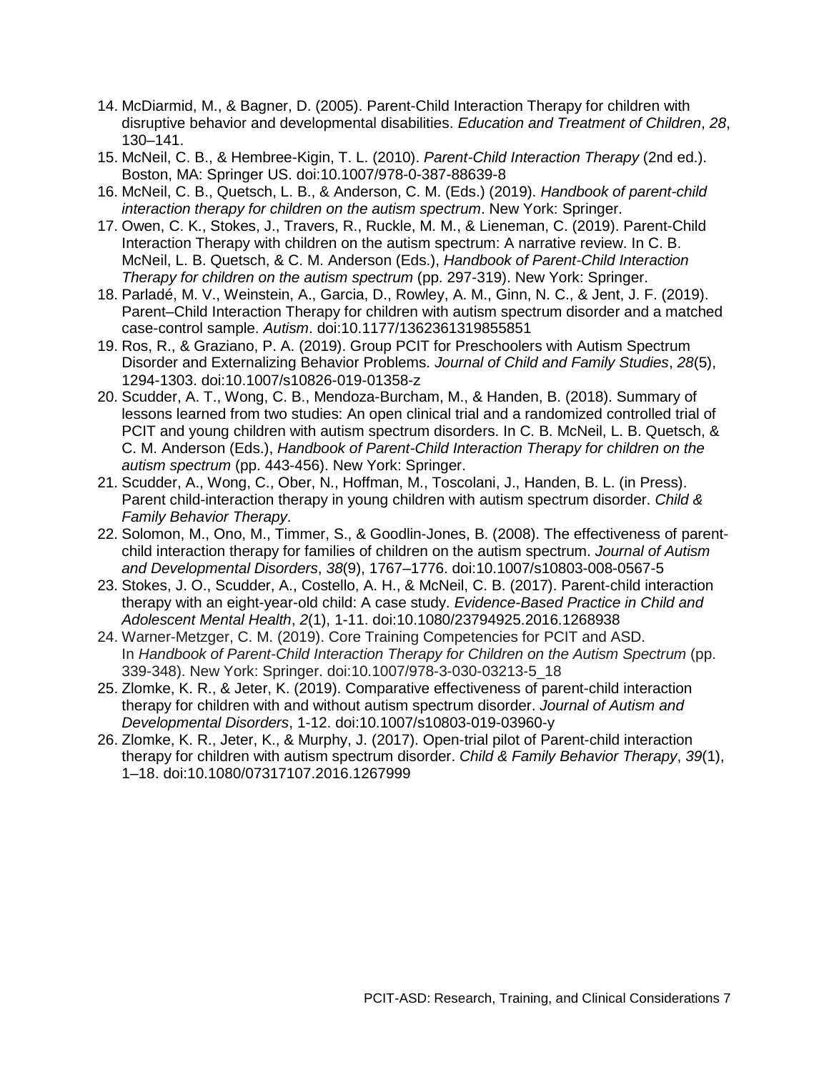14. McDiarmid, M., & Bagner, D. (2005). Parent-Child Interaction Therapy for children with disruptive behavior and developmental disabilities. *Education and Treatment of Children*, *28*, 130–141.
15. McNeil, C. B., & Hembree-Kigin, T. L. (2010). *Parent-Child Interaction Therapy* (2nd ed.). Boston, MA: Springer US. doi:10.1007/978-0-387-88639-8
16. McNeil, C. B., Quetsch, L. B., & Anderson, C. M. (Eds.) (2019). *Handbook of parent-child interaction therapy for children on the autism spectrum*. New York: Springer.
17. Owen, C. K., Stokes, J., Travers, R., Ruckle, M. M., & Lieneman, C. (2019). Parent-Child Interaction Therapy with children on the autism spectrum: A narrative review. In C. B. McNeil, L. B. Quetsch, & C. M. Anderson (Eds.), *Handbook of Parent-Child Interaction Therapy for children on the autism spectrum* (pp. 297-319). New York: Springer.
18. Parladé, M. V., Weinstein, A., Garcia, D., Rowley, A. M., Ginn, N. C., & Jent, J. F. (2019). Parent–Child Interaction Therapy for children with autism spectrum disorder and a matched case-control sample. *Autism*. doi:10.1177/1362361319855851
19. Ros, R., & Graziano, P. A. (2019). Group PCIT for Preschoolers with Autism Spectrum Disorder and Externalizing Behavior Problems. *Journal of Child and Family Studies*, *28*(5), 1294-1303. doi:10.1007/s10826-019-01358-z
20. Scudder, A. T., Wong, C. B., Mendoza-Burcham, M., & Handen, B. (2018). Summary of lessons learned from two studies: An open clinical trial and a randomized controlled trial of PCIT and young children with autism spectrum disorders. In C. B. McNeil, L. B. Quetsch, & C. M. Anderson (Eds.), *Handbook of Parent-Child Interaction Therapy for children on the autism spectrum* (pp. 443-456). New York: Springer.
21. Scudder, A., Wong, C., Ober, N., Hoffman, M., Toscolani, J., Handen, B. L. (in Press). Parent child-interaction therapy in young children with autism spectrum disorder. *Child & Family Behavior Therapy*.
22. Solomon, M., Ono, M., Timmer, S., & Goodlin-Jones, B. (2008). The effectiveness of parent-child interaction therapy for families of children on the autism spectrum. *Journal of Autism and Developmental Disorders*, *38*(9), 1767–1776. doi:10.1007/s10803-008-0567-5
23. Stokes, J. O., Scudder, A., Costello, A. H., & McNeil, C. B. (2017). Parent-child interaction therapy with an eight-year-old child: A case study. *Evidence-Based Practice in Child and Adolescent Mental Health*, *2*(1), 1-11. doi:10.1080/23794925.2016.1268938
24. Warner-Metzger, C. M. (2019). Core Training Competencies for PCIT and ASD. In *Handbook of Parent-Child Interaction Therapy for Children on the Autism Spectrum* (pp. 339-348). New York: Springer. doi:10.1007/978-3-030-03213-5_18
25. Zlomke, K. R., & Jeter, K. (2019). Comparative effectiveness of parent-child interaction therapy for children with and without autism spectrum disorder. *Journal of Autism and Developmental Disorders*, 1-12. doi:10.1007/s10803-019-03960-y
26. Zlomke, K. R., Jeter, K., & Murphy, J. (2017). Open-trial pilot of Parent-child interaction therapy for children with autism spectrum disorder. *Child & Family Behavior Therapy*, *39*(1), 1–18. doi:10.1080/07317107.2016.1267999